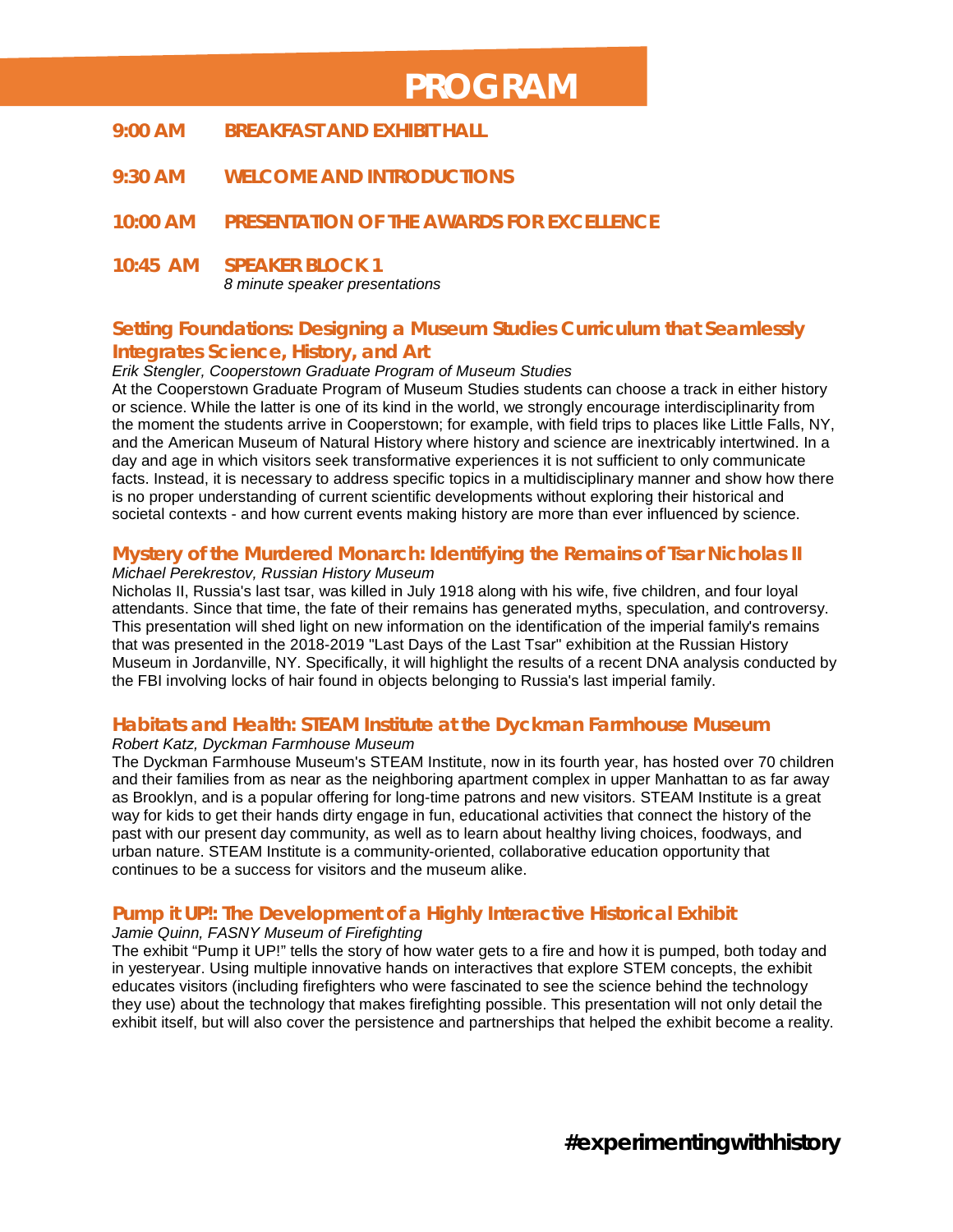# PROGRAM

**9:00 AM** **BREAKFAST AND EXHIBIT HALL**

**9:30 AM** **WELCOME AND INTRODUCTIONS**

**10:00 AM** **PRESENTATION OF THE AWARDS FOR EXCELLENCE**

**10:45 AM** **SPEAKER BLOCK 1**
*8 minute speaker presentations*

### Setting Foundations: Designing a Museum Studies Curriculum that Seamlessly Integrates Science, History, and Art

*Erik Stengler, Cooperstown Graduate Program of Museum Studies*

At the Cooperstown Graduate Program of Museum Studies students can choose a track in either history or science. While the latter is one of its kind in the world, we strongly encourage interdisciplinarity from the moment the students arrive in Cooperstown; for example, with field trips to places like Little Falls, NY, and the American Museum of Natural History where history and science are inextricably intertwined. In a day and age in which visitors seek transformative experiences it is not sufficient to only communicate facts. Instead, it is necessary to address specific topics in a multidisciplinary manner and show how there is no proper understanding of current scientific developments without exploring their historical and societal contexts - and how current events making history are more than ever influenced by science.

### Mystery of the Murdered Monarch: Identifying the Remains of Tsar Nicholas II

*Michael Perekrestov, Russian History Museum*

Nicholas II, Russia's last tsar, was killed in July 1918 along with his wife, five children, and four loyal attendants. Since that time, the fate of their remains has generated myths, speculation, and controversy. This presentation will shed light on new information on the identification of the imperial family's remains that was presented in the 2018-2019 "Last Days of the Last Tsar" exhibition at the Russian History Museum in Jordanville, NY. Specifically, it will highlight the results of a recent DNA analysis conducted by the FBI involving locks of hair found in objects belonging to Russia's last imperial family.

### Habitats and Health: STEAM Institute at the Dyckman Farmhouse Museum

*Robert Katz, Dyckman Farmhouse Museum*

The Dyckman Farmhouse Museum's STEAM Institute, now in its fourth year, has hosted over 70 children and their families from as near as the neighboring apartment complex in upper Manhattan to as far away as Brooklyn, and is a popular offering for long-time patrons and new visitors. STEAM Institute is a great way for kids to get their hands dirty engage in fun, educational activities that connect the history of the past with our present day community, as well as to learn about healthy living choices, foodways, and urban nature. STEAM Institute is a community-oriented, collaborative education opportunity that continues to be a success for visitors and the museum alike.

### Pump it UP!: The Development of a Highly Interactive Historical Exhibit

*Jamie Quinn, FASNY Museum of Firefighting*

The exhibit "Pump it UP!" tells the story of how water gets to a fire and how it is pumped, both today and in yesteryear. Using multiple innovative hands on interactives that explore STEM concepts, the exhibit educates visitors (including firefighters who were fascinated to see the science behind the technology they use) about the technology that makes firefighting possible. This presentation will not only detail the exhibit itself, but will also cover the persistence and partnerships that helped the exhibit become a reality.

**#experimentingwithhistory**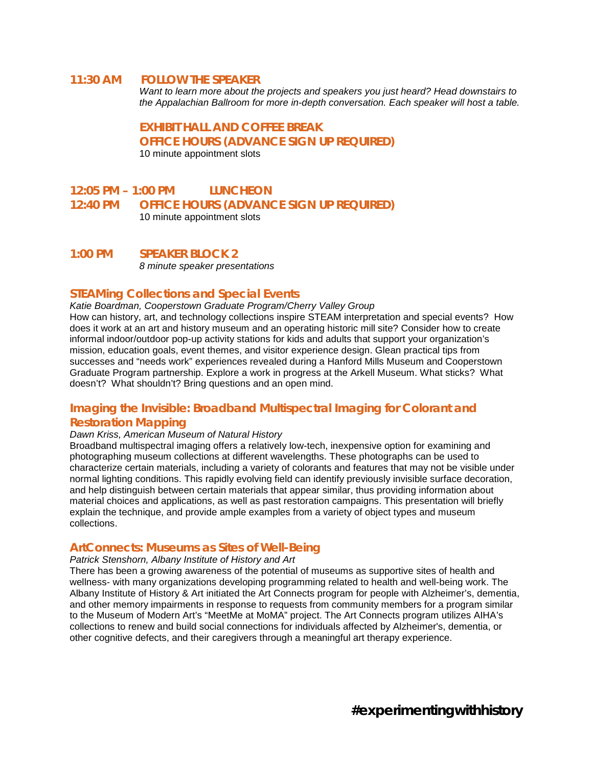**11:30 AM FOLLOW THE SPEAKER**

*Want to learn more about the projects and speakers you just heard? Head downstairs to the Appalachian Ballroom for more in-depth conversation. Each speaker will host a table.*

**EXHIBIT HALL AND COFFEE BREAK**

**OFFICE HOURS (ADVANCE SIGN UP REQUIRED)**

10 minute appointment slots

**12:05 PM – 1:00 PM LUNCHEON**

**12:40 PM OFFICE HOURS (ADVANCE SIGN UP REQUIRED)**

10 minute appointment slots

**1:00 PM SPEAKER BLOCK 2**

*8 minute speaker presentations*

## STEAMing Collections and Special Events

*Katie Boardman, Cooperstown Graduate Program/Cherry Valley Group*

How can history, art, and technology collections inspire STEAM interpretation and special events? How does it work at an art and history museum and an operating historic mill site? Consider how to create informal indoor/outdoor pop-up activity stations for kids and adults that support your organization's mission, education goals, event themes, and visitor experience design. Glean practical tips from successes and "needs work" experiences revealed during a Hanford Mills Museum and Cooperstown Graduate Program partnership. Explore a work in progress at the Arkell Museum. What sticks? What doesn't? What shouldn't? Bring questions and an open mind.

## Imaging the Invisible: Broadband Multispectral Imaging for Colorant and Restoration Mapping

*Dawn Kriss, American Museum of Natural History*

Broadband multispectral imaging offers a relatively low-tech, inexpensive option for examining and photographing museum collections at different wavelengths. These photographs can be used to characterize certain materials, including a variety of colorants and features that may not be visible under normal lighting conditions. This rapidly evolving field can identify previously invisible surface decoration, and help distinguish between certain materials that appear similar, thus providing information about material choices and applications, as well as past restoration campaigns. This presentation will briefly explain the technique, and provide ample examples from a variety of object types and museum collections.

## ArtConnects: Museums as Sites of Well-Being

*Patrick Stenshorn, Albany Institute of History and Art*

There has been a growing awareness of the potential of museums as supportive sites of health and wellness- with many organizations developing programming related to health and well-being work. The Albany Institute of History & Art initiated the Art Connects program for people with Alzheimer's, dementia, and other memory impairments in response to requests from community members for a program similar to the Museum of Modern Art's "MeetMe at MoMA" project. The Art Connects program utilizes AIHA's collections to renew and build social connections for individuals affected by Alzheimer's, dementia, or other cognitive defects, and their caregivers through a meaningful art therapy experience.

**#experimentingwithhistory**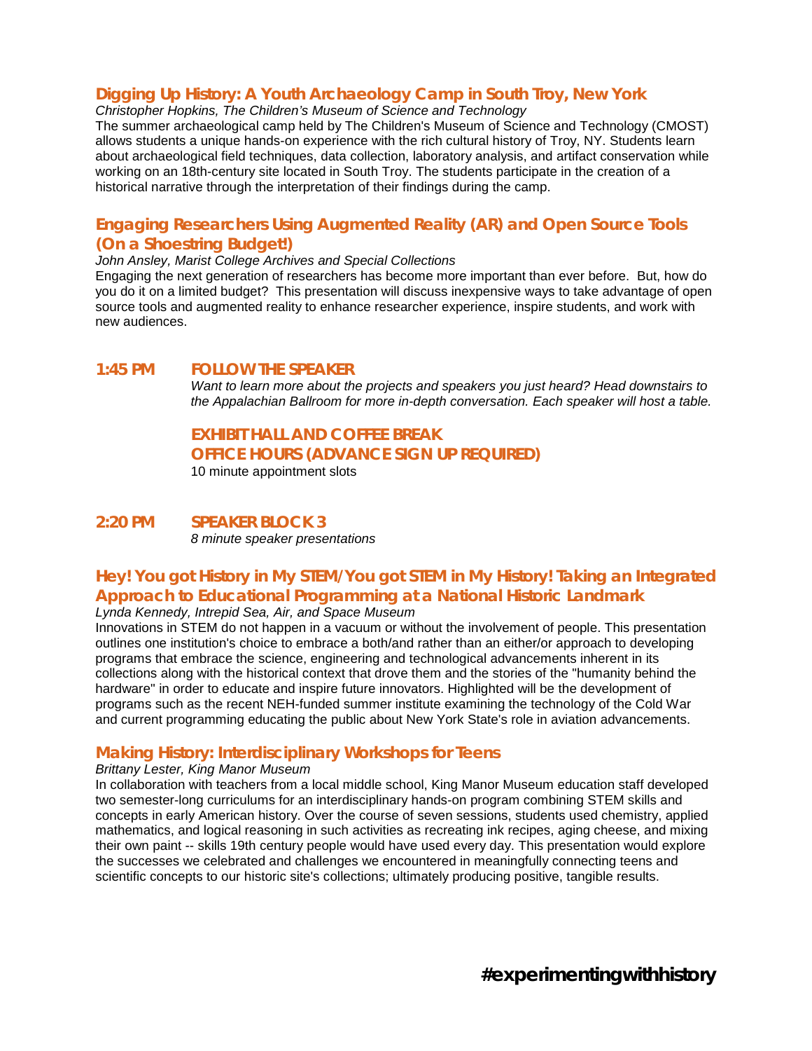### Digging Up History: A Youth Archaeology Camp in South Troy, New York

*Christopher Hopkins, The Children's Museum of Science and Technology*

The summer archaeological camp held by The Children's Museum of Science and Technology (CMOST) allows students a unique hands-on experience with the rich cultural history of Troy, NY. Students learn about archaeological field techniques, data collection, laboratory analysis, and artifact conservation while working on an 18th-century site located in South Troy. The students participate in the creation of a historical narrative through the interpretation of their findings during the camp.

### Engaging Researchers Using Augmented Reality (AR) and Open Source Tools (On a Shoestring Budget!)

*John Ansley, Marist College Archives and Special Collections*

Engaging the next generation of researchers has become more important than ever before. But, how do you do it on a limited budget? This presentation will discuss inexpensive ways to take advantage of open source tools and augmented reality to enhance researcher experience, inspire students, and work with new audiences.

## 1:45 PM FOLLOW THE SPEAKER

*Want to learn more about the projects and speakers you just heard? Head downstairs to the Appalachian Ballroom for more in-depth conversation. Each speaker will host a table.*

### EXHIBIT HALL AND COFFEE BREAK

### OFFICE HOURS (ADVANCE SIGN UP REQUIRED)

10 minute appointment slots

## 2:20 PM SPEAKER BLOCK 3

*8 minute speaker presentations*

### Hey! You got History in My STEM/You got STEM in My History! Taking an Integrated Approach to Educational Programming at a National Historic Landmark

*Lynda Kennedy, Intrepid Sea, Air, and Space Museum*

Innovations in STEM do not happen in a vacuum or without the involvement of people. This presentation outlines one institution's choice to embrace a both/and rather than an either/or approach to developing programs that embrace the science, engineering and technological advancements inherent in its collections along with the historical context that drove them and the stories of the "humanity behind the hardware" in order to educate and inspire future innovators. Highlighted will be the development of programs such as the recent NEH-funded summer institute examining the technology of the Cold War and current programming educating the public about New York State's role in aviation advancements.

### Making History: Interdisciplinary Workshops for Teens

*Brittany Lester, King Manor Museum*

In collaboration with teachers from a local middle school, King Manor Museum education staff developed two semester-long curriculums for an interdisciplinary hands-on program combining STEM skills and concepts in early American history. Over the course of seven sessions, students used chemistry, applied mathematics, and logical reasoning in such activities as recreating ink recipes, aging cheese, and mixing their own paint -- skills 19th century people would have used every day. This presentation would explore the successes we celebrated and challenges we encountered in meaningfully connecting teens and scientific concepts to our historic site's collections; ultimately producing positive, tangible results.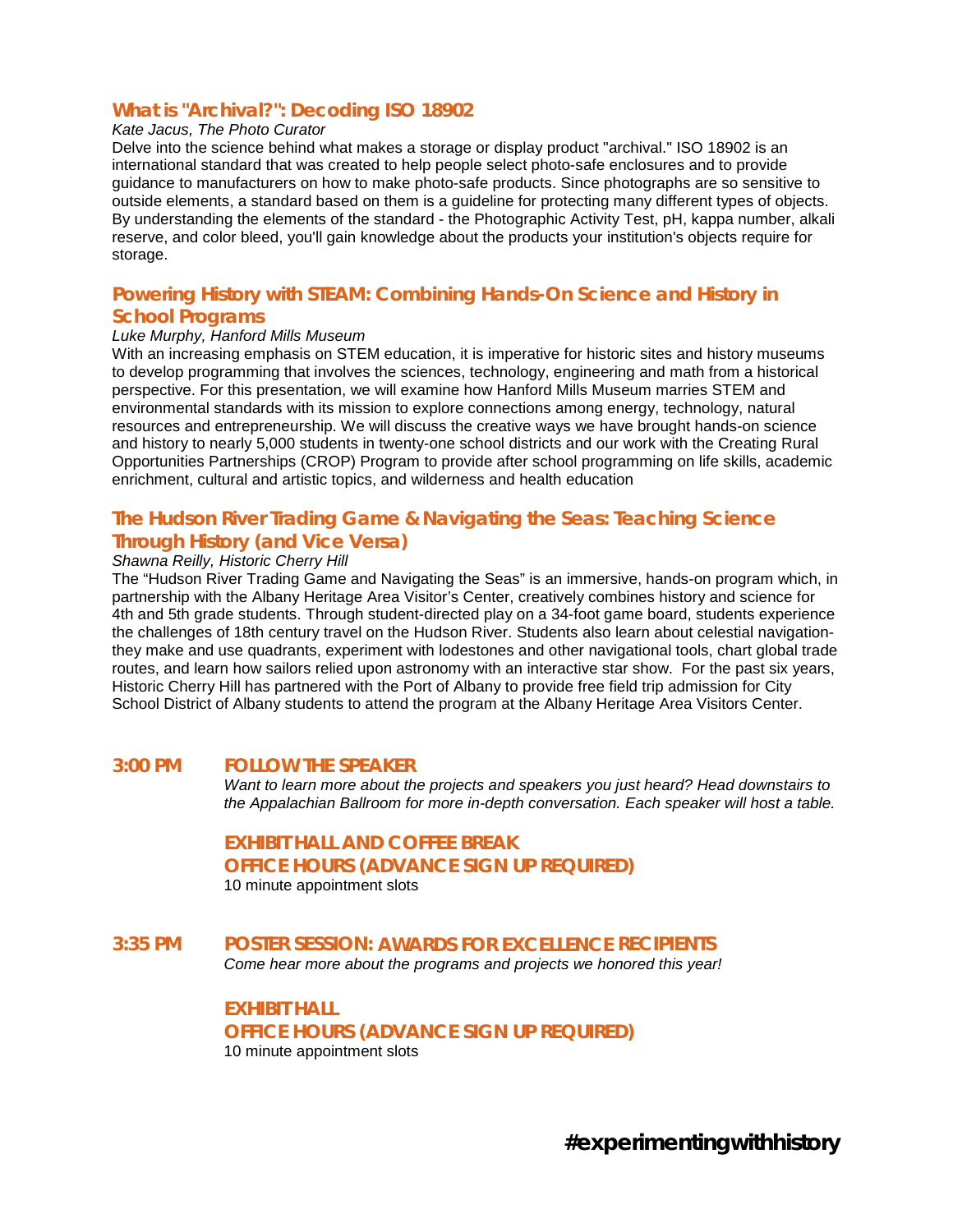### What is "Archival?": Decoding ISO 18902

*Kate Jacus, The Photo Curator*

Delve into the science behind what makes a storage or display product "archival." ISO 18902 is an international standard that was created to help people select photo-safe enclosures and to provide guidance to manufacturers on how to make photo-safe products. Since photographs are so sensitive to outside elements, a standard based on them is a guideline for protecting many different types of objects. By understanding the elements of the standard - the Photographic Activity Test, pH, kappa number, alkali reserve, and color bleed, you'll gain knowledge about the products your institution's objects require for storage.

### Powering History with STEAM: Combining Hands-On Science and History in School Programs

*Luke Murphy, Hanford Mills Museum*

With an increasing emphasis on STEM education, it is imperative for historic sites and history museums to develop programming that involves the sciences, technology, engineering and math from a historical perspective. For this presentation, we will examine how Hanford Mills Museum marries STEM and environmental standards with its mission to explore connections among energy, technology, natural resources and entrepreneurship. We will discuss the creative ways we have brought hands-on science and history to nearly 5,000 students in twenty-one school districts and our work with the Creating Rural Opportunities Partnerships (CROP) Program to provide after school programming on life skills, academic enrichment, cultural and artistic topics, and wilderness and health education

### The Hudson River Trading Game & Navigating the Seas: Teaching Science Through History (and Vice Versa)

*Shawna Reilly, Historic Cherry Hill*

The "Hudson River Trading Game and Navigating the Seas" is an immersive, hands-on program which, in partnership with the Albany Heritage Area Visitor's Center, creatively combines history and science for 4th and 5th grade students. Through student-directed play on a 34-foot game board, students experience the challenges of 18th century travel on the Hudson River. Students also learn about celestial navigation- they make and use quadrants, experiment with lodestones and other navigational tools, chart global trade routes, and learn how sailors relied upon astronomy with an interactive star show. For the past six years, Historic Cherry Hill has partnered with the Port of Albany to provide free field trip admission for City School District of Albany students to attend the program at the Albany Heritage Area Visitors Center.

**3:00 PM** **FOLLOW THE SPEAKER**

*Want to learn more about the projects and speakers you just heard? Head downstairs to the Appalachian Ballroom for more in-depth conversation. Each speaker will host a table.*

**EXHIBIT HALL AND COFFEE BREAK**

**OFFICE HOURS (ADVANCE SIGN UP REQUIRED)**

10 minute appointment slots

**3:35 PM** **POSTER SESSION: AWARDS FOR EXCELLENCE RECIPIENTS**

*Come hear more about the programs and projects we honored this year!*

**EXHIBIT HALL**

**OFFICE HOURS (ADVANCE SIGN UP REQUIRED)**

10 minute appointment slots

**#experimentingwithhistory**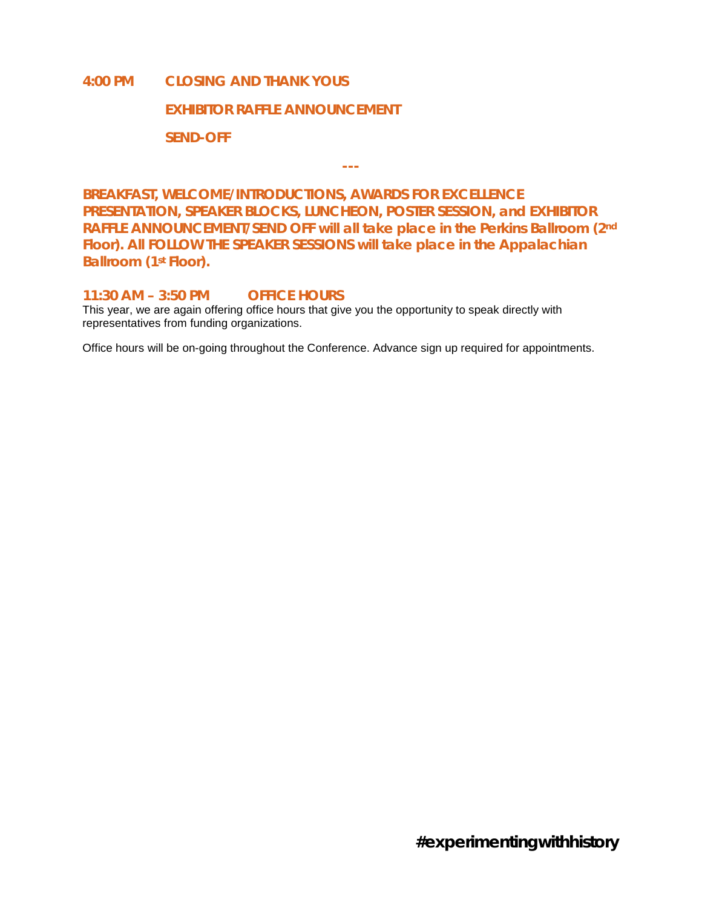**4:00 PM CLOSING AND THANK YOUS**

**EXHIBITOR RAFFLE ANNOUNCEMENT**

**SEND-OFF**

---

**BREAKFAST, WELCOME/INTRODUCTIONS, AWARDS FOR EXCELLENCE PRESENTATION, SPEAKER BLOCKS, LUNCHEON, POSTER SESSION, and EXHIBITOR RAFFLE ANNOUNCEMENT/SEND OFF will all take place in the Perkins Ballroom (2nd Floor). All FOLLOW THE SPEAKER SESSIONS will take place in the Appalachian Ballroom (1st Floor).**

**11:30 AM – 3:50 PM OFFICE HOURS**

This year, we are again offering office hours that give you the opportunity to speak directly with representatives from funding organizations.

Office hours will be on-going throughout the Conference. Advance sign up required for appointments.

**#experimentingwithhistory**